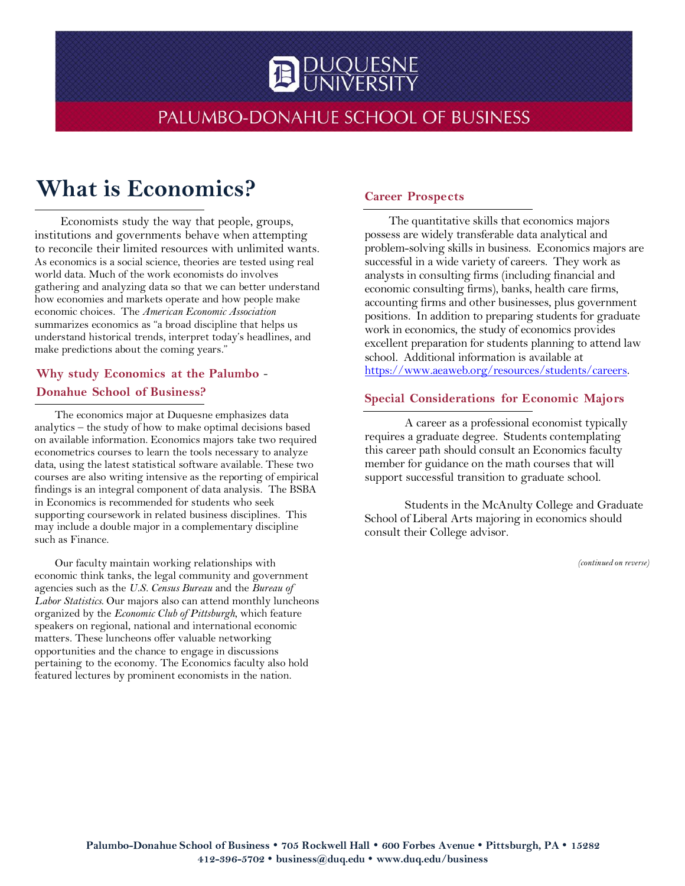# DUQUESNE UNIVERSITY

## PALUMBO-DONAHUE SCHOOL OF BUSINESS

# What is Economics?

Economists study the way that people, groups, institutions and governments behave when attempting to reconcile their limited resources with unlimited wants. As economics is a social science, theories are tested using real world data. Much of the work economists do involves gathering and analyzing data so that we can better understand how economies and markets operate and how people make economic choices. The *American Economic Association* summarizes economics as "a broad discipline that helps us understand historical trends, interpret today's headlines, and make predictions about the coming years."

## Why study Economics at the Palumbo - Donahue School of Business?

The economics major at Duquesne emphasizes data analytics – the study of how to make optimal decisions based on available information. Economics majors take two required econometrics courses to learn the tools necessary to analyze data, using the latest statistical software available. These two courses are also writing intensive as the reporting of empirical findings is an integral component of data analysis. The BSBA in Economics is recommended for students who seek supporting coursework in related business disciplines. This may include a double major in a complementary discipline such as Finance.

Our faculty maintain working relationships with economic think tanks, the legal community and government agencies such as the *U.S. Census Bureau* and the *Bureau of Labor Statistics*. Our majors also can attend monthly luncheons organized by the *Economic Club of Pittsburgh*, which feature speakers on regional, national and international economic matters. These luncheons offer valuable networking opportunities and the chance to engage in discussions pertaining to the economy. The Economics faculty also hold featured lectures by prominent economists in the nation.

## Career Prospects

The quantitative skills that economics majors possess are widely transferable data analytical and problem-solving skills in business. Economics majors are successful in a wide variety of careers. They work as analysts in consulting firms (including financial and economic consulting firms), banks, health care firms, accounting firms and other businesses, plus government positions. In addition to preparing students for graduate work in economics, the study of economics provides excellent preparation for students planning to attend law school. Additional information is available at https://www.aeaweb.org/resources/students/careers.

## Special Considerations for Economic Majors

A career as a professional economist typically requires a graduate degree. Students contemplating this career path should consult an Economics faculty member for guidance on the math courses that will support successful transition to graduate school.

Students in the McAnulty College and Graduate School of Liberal Arts majoring in economics should consult their College advisor.

*(continued on reverse)*

**Palumbo-Donahue School of Business • 705 Rockwell Hall • 600 Forbes Avenue • Pittsburgh, PA • 15282**
**412-396-5702 • business@duq.edu • www.duq.edu/business**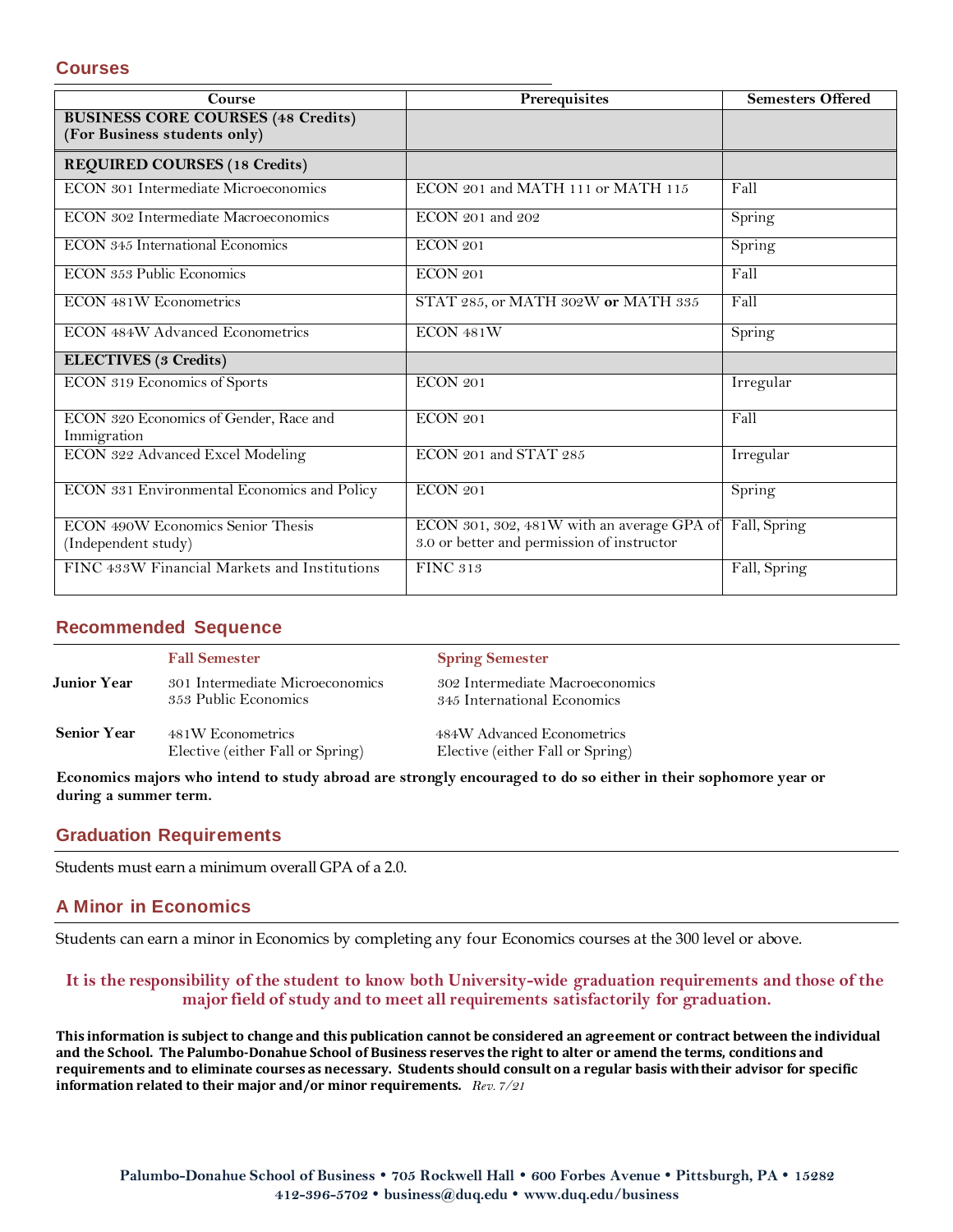## Courses

| Course | Prerequisites | Semesters Offered |
|---|---|---|
| **BUSINESS CORE COURSES (48 Credits) (For Business students only)** | | |
| **REQUIRED COURSES (18 Credits)** | | |
| ECON 301 Intermediate Microeconomics | ECON 201 and MATH 111 or MATH 115 | Fall |
| ECON 302 Intermediate Macroeconomics | ECON 201 and 202 | Spring |
| ECON 345 International Economics | ECON 201 | Spring |
| ECON 353 Public Economics | ECON 201 | Fall |
| ECON 481W Econometrics | STAT 285, or MATH 302W **or** MATH 335 | Fall |
| ECON 484W Advanced Econometrics | ECON 481W | Spring |
| **ELECTIVES (3 Credits)** | | |
| ECON 319 Economics of Sports | ECON 201 | Irregular |
| ECON 320 Economics of Gender, Race and Immigration | ECON 201 | Fall |
| ECON 322 Advanced Excel Modeling | ECON 201 and STAT 285 | Irregular |
| ECON 331 Environmental Economics and Policy | ECON 201 | Spring |
| ECON 490W Economics Senior Thesis (Independent study) | ECON 301, 302, 481W with an average GPA of 3.0 or better and permission of instructor | Fall, Spring |
| FINC 433W Financial Markets and Institutions | FINC 313 | Fall, Spring |

## Recommended Sequence

| | Fall Semester | Spring Semester |
|---|---|---|
| **Junior Year** | 301 Intermediate Microeconomics<br>353 Public Economics | 302 Intermediate Macroeconomics<br>345 International Economics |
| **Senior Year** | 481W Econometrics<br>Elective (either Fall or Spring) | 484W Advanced Econometrics<br>Elective (either Fall or Spring) |

**Economics majors who intend to study abroad are strongly encouraged to do so either in their sophomore year or during a summer term.**

## Graduation Requirements

Students must earn a minimum overall GPA of a 2.0.

## A Minor in Economics

Students can earn a minor in Economics by completing any four Economics courses at the 300 level or above.

**It is the responsibility of the student to know both University-wide graduation requirements and those of the major field of study and to meet all requirements satisfactorily for graduation.**

**This information is subject to change and this publication cannot be considered an agreement or contract between the individual and the School. The Palumbo-Donahue School of Business reserves the right to alter or amend the terms, conditions and requirements and to eliminate courses as necessary. Students should consult on a regular basis with their advisor for specific information related to their major and/or minor requirements.** *Rev. 7/21*

**Palumbo-Donahue School of Business • 705 Rockwell Hall • 600 Forbes Avenue • Pittsburgh, PA • 15282**
**412-396-5702 • business@duq.edu • www.duq.edu/business**